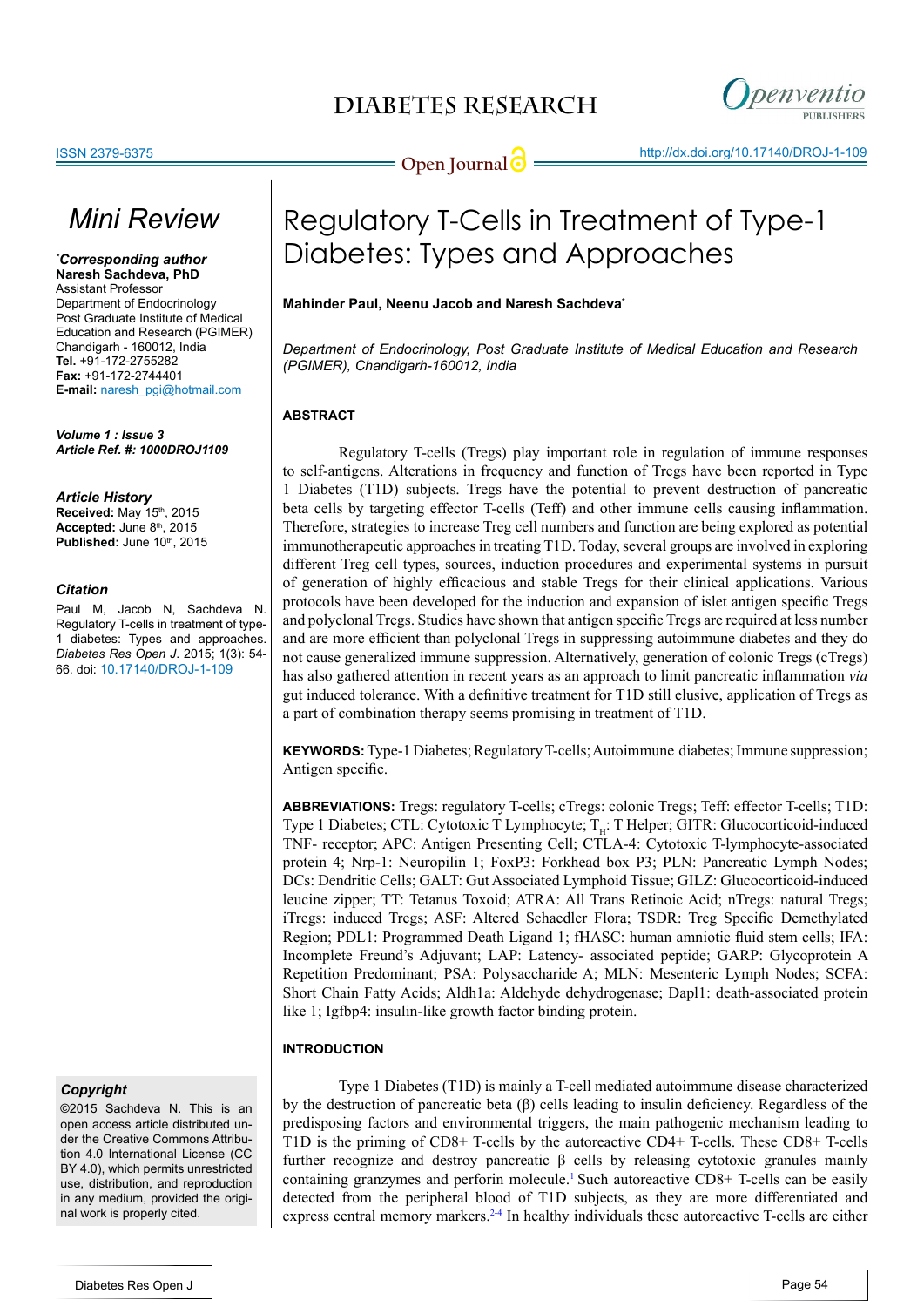Mini Review

# Regulatory T-Cells in Treatment of Type-1 Diabetes: Types and Approaches

**Mahinder Paul, Neenu Jacob and Naresh Sachdeva***

*Department of Endocrinology, Post Graduate Institute of Medical Education and Research (PGIMER), Chandigarh-160012, India*

***Corresponding author**
**Naresh Sachdeva, PhD**
Assistant Professor
Department of Endocrinology
Post Graduate Institute of Medical Education and Research (PGIMER)
Chandigarh - 160012, India
**Tel.** +91-172-2755282
**Fax:** +91-172-2744401
**E-mail:** naresh_pgi@hotmail.com

***Volume 1 : Issue 3***
***Article Ref. #: 1000DROJ1109***

***Article History***
**Received:** May 15th, 2015
**Accepted:** June 8th, 2015
**Published:** June 10th, 2015

***Citation***
Paul M, Jacob N, Sachdeva N. Regulatory T-cells in treatment of type-1 diabetes: Types and approaches. *Diabetes Res Open J.* 2015; 1(3): 54-66. doi: 10.17140/DROJ-1-109

***Copyright***
©2015 Sachdeva N. This is an open access article distributed under the Creative Commons Attribution 4.0 International License (CC BY 4.0), which permits unrestricted use, distribution, and reproduction in any medium, provided the original work is properly cited.

## ABSTRACT

Regulatory T-cells (Tregs) play important role in regulation of immune responses to self-antigens. Alterations in frequency and function of Tregs have been reported in Type 1 Diabetes (T1D) subjects. Tregs have the potential to prevent destruction of pancreatic beta cells by targeting effector T-cells (Teff) and other immune cells causing inflammation. Therefore, strategies to increase Treg cell numbers and function are being explored as potential immunotherapeutic approaches in treating T1D. Today, several groups are involved in exploring different Treg cell types, sources, induction procedures and experimental systems in pursuit of generation of highly efficacious and stable Tregs for their clinical applications. Various protocols have been developed for the induction and expansion of islet antigen specific Tregs and polyclonal Tregs. Studies have shown that antigen specific Tregs are required at less number and are more efficient than polyclonal Tregs in suppressing autoimmune diabetes and they do not cause generalized immune suppression. Alternatively, generation of colonic Tregs (cTregs) has also gathered attention in recent years as an approach to limit pancreatic inflammation *via* gut induced tolerance. With a definitive treatment for T1D still elusive, application of Tregs as a part of combination therapy seems promising in treatment of T1D.

**KEYWORDS:** Type-1 Diabetes; Regulatory T-cells; Autoimmune diabetes; Immune suppression; Antigen specific.

**ABBREVIATIONS:** Tregs: regulatory T-cells; cTregs: colonic Tregs; Teff: effector T-cells; T1D: Type 1 Diabetes; CTL: Cytotoxic T Lymphocyte; $T_H$: T Helper; GITR: Glucocorticoid-induced TNF- receptor; APC: Antigen Presenting Cell; CTLA-4: Cytotoxic T-lymphocyte-associated protein 4; Nrp-1: Neuropilin 1; FoxP3: Forkhead box P3; PLN: Pancreatic Lymph Nodes; DCs: Dendritic Cells; GALT: Gut Associated Lymphoid Tissue; GILZ: Glucocorticoid-induced leucine zipper; TT: Tetanus Toxoid; ATRA: All Trans Retinoic Acid; nTregs: natural Tregs; iTregs: induced Tregs; ASF: Altered Schaedler Flora; TSDR: Treg Specific Demethylated Region; PDL1: Programmed Death Ligand 1; fHASC: human amniotic fluid stem cells; IFA: Incomplete Freund's Adjuvant; LAP: Latency- associated peptide; GARP: Glycoprotein A Repetition Predominant; PSA: Polysaccharide A; MLN: Mesenteric Lymph Nodes; SCFA: Short Chain Fatty Acids; Aldh1a: Aldehyde dehydrogenase; Dapl1: death-associated protein like 1; Igfbp4: insulin-like growth factor binding protein.

## INTRODUCTION

Type 1 Diabetes (T1D) is mainly a T-cell mediated autoimmune disease characterized by the destruction of pancreatic beta (β) cells leading to insulin deficiency. Regardless of the predisposing factors and environmental triggers, the main pathogenic mechanism leading to T1D is the priming of CD8+ T-cells by the autoreactive CD4+ T-cells. These CD8+ T-cells further recognize and destroy pancreatic β cells by releasing cytotoxic granules mainly containing granzymes and perforin molecule.[1] Such autoreactive CD8+ T-cells can be easily detected from the peripheral blood of T1D subjects, as they are more differentiated and express central memory markers.[2-4] In healthy individuals these autoreactive T-cells are either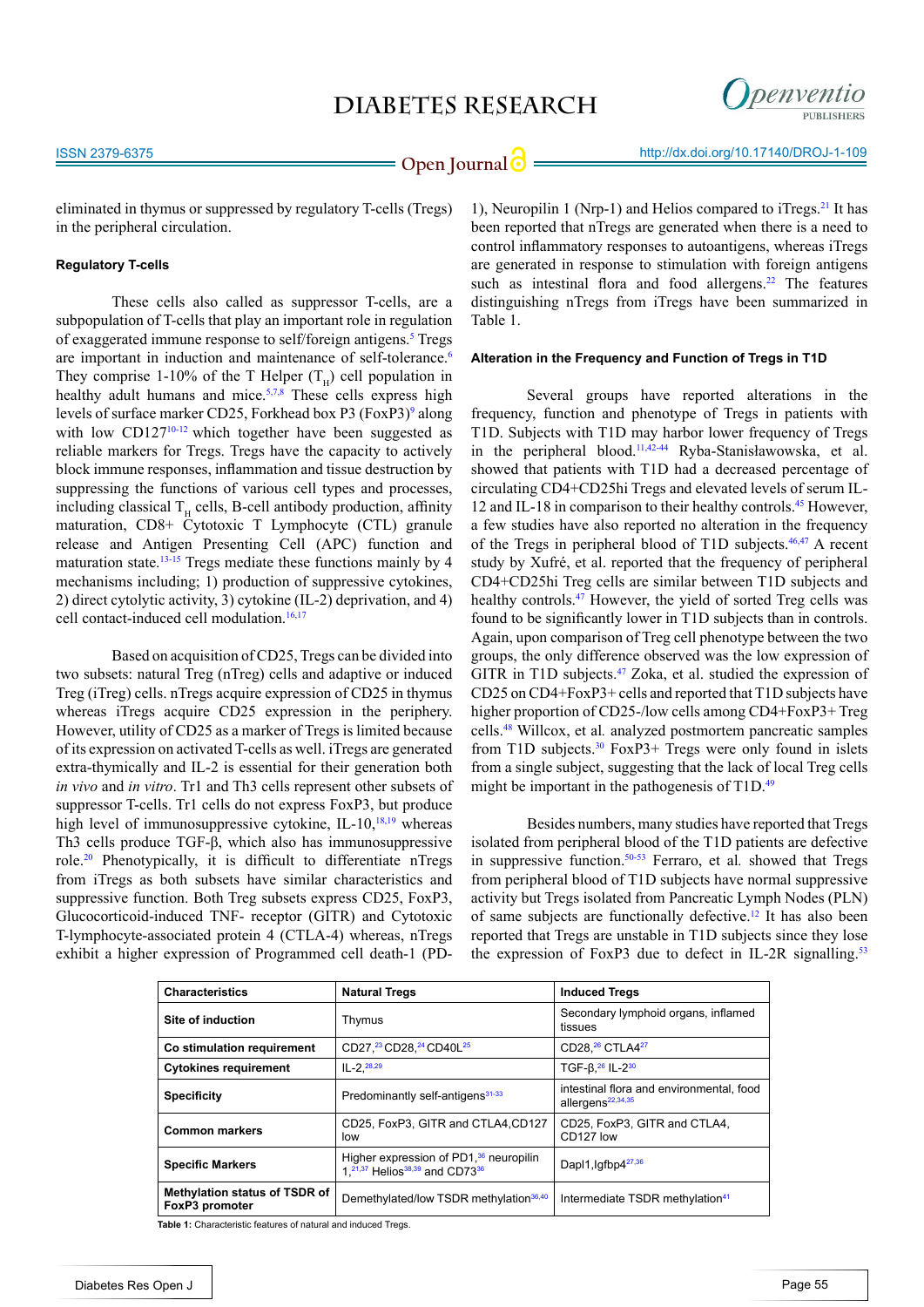eliminated in thymus or suppressed by regulatory T-cells (Tregs) in the peripheral circulation.

### Regulatory T-cells

These cells also called as suppressor T-cells, are a subpopulation of T-cells that play an important role in regulation of exaggerated immune response to self/foreign antigens.[5] Tregs are important in induction and maintenance of self-tolerance.[6] They comprise 1-10% of the T Helper ($T_H$) cell population in healthy adult humans and mice.[5,7,8] These cells express high levels of surface marker CD25, Forkhead box P3 (FoxP3)[9] along with low CD127[10-12] which together have been suggested as reliable markers for Tregs. Tregs have the capacity to actively block immune responses, inflammation and tissue destruction by suppressing the functions of various cell types and processes, including classical $T_H$ cells, B-cell antibody production, affinity maturation, CD8+ Cytotoxic T Lymphocyte (CTL) granule release and Antigen Presenting Cell (APC) function and maturation state.[13-15] Tregs mediate these functions mainly by 4 mechanisms including; 1) production of suppressive cytokines, 2) direct cytolytic activity, 3) cytokine (IL-2) deprivation, and 4) cell contact-induced cell modulation.[16,17]

Based on acquisition of CD25, Tregs can be divided into two subsets: natural Treg (nTreg) cells and adaptive or induced Treg (iTreg) cells. nTregs acquire expression of CD25 in thymus whereas iTregs acquire CD25 expression in the periphery. However, utility of CD25 as a marker of Tregs is limited because of its expression on activated T-cells as well. iTregs are generated extra-thymically and IL-2 is essential for their generation both *in vivo* and *in vitro*. Tr1 and Th3 cells represent other subsets of suppressor T-cells. Tr1 cells do not express FoxP3, but produce high level of immunosuppressive cytokine, IL-10,[18,19] whereas Th3 cells produce TGF-β, which also has immunosuppressive role.[20] Phenotypically, it is difficult to differentiate nTregs from iTregs as both subsets have similar characteristics and suppressive function. Both Treg subsets express CD25, FoxP3, Glucocorticoid-induced TNF- receptor (GITR) and Cytotoxic T-lymphocyte-associated protein 4 (CTLA-4) whereas, nTregs exhibit a higher expression of Programmed cell death-1 (PD-1), Neuropilin 1 (Nrp-1) and Helios compared to iTregs.[21] It has been reported that nTregs are generated when there is a need to control inflammatory responses to autoantigens, whereas iTregs are generated in response to stimulation with foreign antigens such as intestinal flora and food allergens.[22] The features distinguishing nTregs from iTregs have been summarized in Table 1.

### Alteration in the Frequency and Function of Tregs in T1D

Several groups have reported alterations in the frequency, function and phenotype of Tregs in patients with T1D. Subjects with T1D may harbor lower frequency of Tregs in the peripheral blood.[11,42-44] Ryba-Stanisławowska, et al. showed that patients with T1D had a decreased percentage of circulating CD4+CD25hi Tregs and elevated levels of serum IL-12 and IL-18 in comparison to their healthy controls.[45] However, a few studies have also reported no alteration in the frequency of the Tregs in peripheral blood of T1D subjects.[46,47] A recent study by Xufré, et al. reported that the frequency of peripheral CD4+CD25hi Treg cells are similar between T1D subjects and healthy controls.[47] However, the yield of sorted Treg cells was found to be significantly lower in T1D subjects than in controls. Again, upon comparison of Treg cell phenotype between the two groups, the only difference observed was the low expression of GITR in T1D subjects.[47] Zoka, et al. studied the expression of CD25 on CD4+FoxP3+ cells and reported that T1D subjects have higher proportion of CD25-/low cells among CD4+FoxP3+ Treg cells.[48] Willcox, et al*.* analyzed postmortem pancreatic samples from T1D subjects.[30] FoxP3+ Tregs were only found in islets from a single subject, suggesting that the lack of local Treg cells might be important in the pathogenesis of T1D.[49]

Besides numbers, many studies have reported that Tregs isolated from peripheral blood of the T1D patients are defective in suppressive function.[50-53] Ferraro, et al*.* showed that Tregs from peripheral blood of T1D subjects have normal suppressive activity but Tregs isolated from Pancreatic Lymph Nodes (PLN) of same subjects are functionally defective.[12] It has also been reported that Tregs are unstable in T1D subjects since they lose the expression of FoxP3 due to defect in IL-2R signalling.[53]

| Characteristics | Natural Tregs | Induced Tregs |
|---|---|---|
| Site of induction | Thymus | Secondary lymphoid organs, inflamed tissues |
| Co stimulation requirement | CD27,[23] CD28,[24] CD40L[25] | CD28,[26] CTLA4[27] |
| Cytokines requirement | IL-2,[28,29] | TGF-β,[26] IL-2[30] |
| Specificity | Predominantly self-antigens[31-33] | intestinal flora and environmental, food allergens[22,34,35] |
| Common markers | CD25, FoxP3, GITR and CTLA4,CD127 low | CD25, FoxP3, GITR and CTLA4, CD127 low |
| Specific Markers | Higher expression of PD1,[36] neuropilin 1,[21,37] Helios[38,39] and CD73[36] | Dapl1,Igfbp4[27,36] |
| Methylation status of TSDR of FoxP3 promoter | Demethylated/low TSDR methylation[36,40] | Intermediate TSDR methylation[41] |

**Table 1:** Characteristic features of natural and induced Tregs.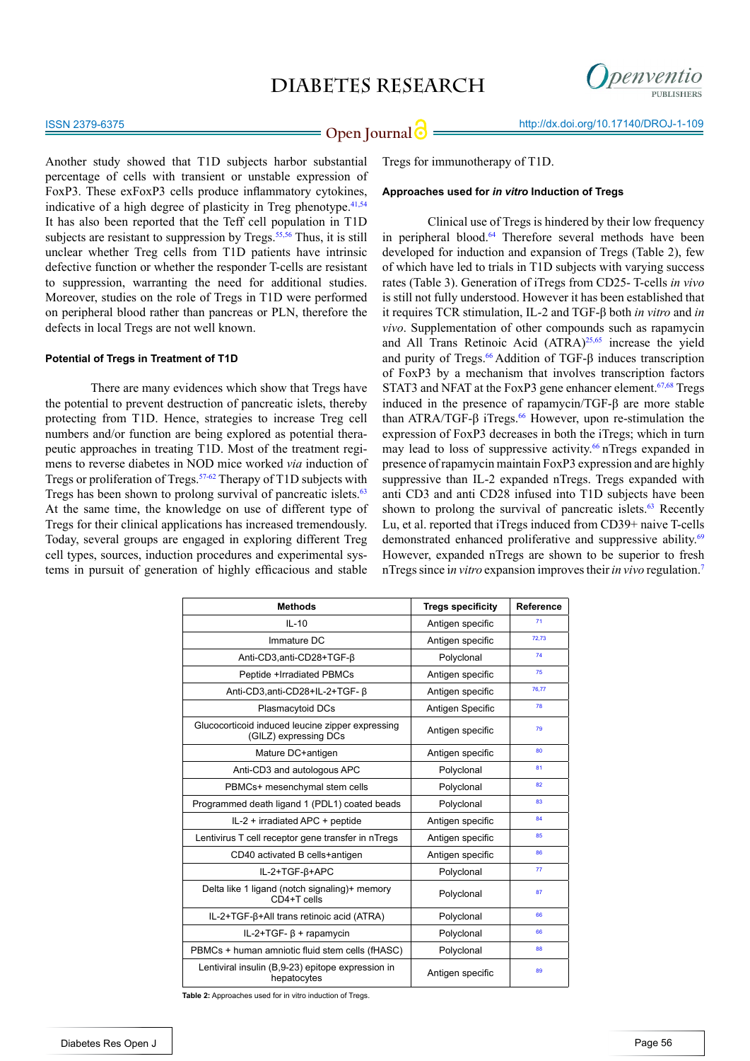Another study showed that T1D subjects harbor substantial percentage of cells with transient or unstable expression of FoxP3. These exFoxP3 cells produce inflammatory cytokines, indicative of a high degree of plasticity in Treg phenotype.[41,54] It has also been reported that the Teff cell population in T1D subjects are resistant to suppression by Tregs.[55,56] Thus, it is still unclear whether Treg cells from T1D patients have intrinsic defective function or whether the responder T-cells are resistant to suppression, warranting the need for additional studies. Moreover, studies on the role of Tregs in T1D were performed on peripheral blood rather than pancreas or PLN, therefore the defects in local Tregs are not well known.

#### Potential of Tregs in Treatment of T1D

There are many evidences which show that Tregs have the potential to prevent destruction of pancreatic islets, thereby protecting from T1D. Hence, strategies to increase Treg cell numbers and/or function are being explored as potential therapeutic approaches in treating T1D. Most of the treatment regimens to reverse diabetes in NOD mice worked *via* induction of Tregs or proliferation of Tregs.[57-62] Therapy of T1D subjects with Tregs has been shown to prolong survival of pancreatic islets.[63] At the same time, the knowledge on use of different type of Tregs for their clinical applications has increased tremendously. Today, several groups are engaged in exploring different Treg cell types, sources, induction procedures and experimental systems in pursuit of generation of highly efficacious and stable Tregs for immunotherapy of T1D.

#### Approaches used for *in vitro* Induction of Tregs

Clinical use of Tregs is hindered by their low frequency in peripheral blood.[64] Therefore several methods have been developed for induction and expansion of Tregs (Table 2), few of which have led to trials in T1D subjects with varying success rates (Table 3). Generation of iTregs from CD25- T-cells *in vivo* is still not fully understood. However it has been established that it requires TCR stimulation, IL-2 and TGF-β both *in vitro* and *in vivo*. Supplementation of other compounds such as rapamycin and All Trans Retinoic Acid (ATRA)[25,65] increase the yield and purity of Tregs.[66] Addition of TGF-β induces transcription of FoxP3 by a mechanism that involves transcription factors STAT3 and NFAT at the FoxP3 gene enhancer element.[67,68] Tregs induced in the presence of rapamycin/TGF-β are more stable than ATRA/TGF-β iTregs.[66] However, upon re-stimulation the expression of FoxP3 decreases in both the iTregs; which in turn may lead to loss of suppressive activity.[66] nTregs expanded in presence of rapamycin maintain FoxP3 expression and are highly suppressive than IL-2 expanded nTregs. Tregs expanded with anti CD3 and anti CD28 infused into T1D subjects have been shown to prolong the survival of pancreatic islets.[63] Recently Lu, et al. reported that iTregs induced from CD39+ naive T-cells demonstrated enhanced proliferative and suppressive ability.[69] However, expanded nTregs are shown to be superior to fresh nTregs since i*n vitro* expansion improves their *in vivo* regulation.[7]

| Methods | Tregs specificity | Reference |
|---|---|---|
| IL-10 | Antigen specific | 71 |
| Immature DC | Antigen specific | 72,73 |
| Anti-CD3,anti-CD28+TGF-β | Polyclonal | 74 |
| Peptide +Irradiated PBMCs | Antigen specific | 75 |
| Anti-CD3,anti-CD28+IL-2+TGF- β | Antigen specific | 76,77 |
| Plasmacytoid DCs | Antigen Specific | 78 |
| Glucocorticoid induced leucine zipper expressing (GILZ) expressing DCs | Antigen specific | 79 |
| Mature DC+antigen | Antigen specific | 80 |
| Anti-CD3 and autologous APC | Polyclonal | 81 |
| PBMCs+ mesenchymal stem cells | Polyclonal | 82 |
| Programmed death ligand 1 (PDL1) coated beads | Polyclonal | 83 |
| IL-2 + irradiated APC + peptide | Antigen specific | 84 |
| Lentivirus T cell receptor gene transfer in nTregs | Antigen specific | 85 |
| CD40 activated B cells+antigen | Antigen specific | 86 |
| IL-2+TGF-β+APC | Polyclonal | 77 |
| Delta like 1 ligand (notch signaling)+ memory CD4+T cells | Polyclonal | 87 |
| IL-2+TGF-β+All trans retinoic acid (ATRA) | Polyclonal | 66 |
| IL-2+TGF- β + rapamycin | Polyclonal | 66 |
| PBMCs + human amniotic fluid stem cells (fHASC) | Polyclonal | 88 |
| Lentiviral insulin (B,9-23) epitope expression in hepatocytes | Antigen specific | 89 |

**Table 2:** Approaches used for in vitro induction of Tregs.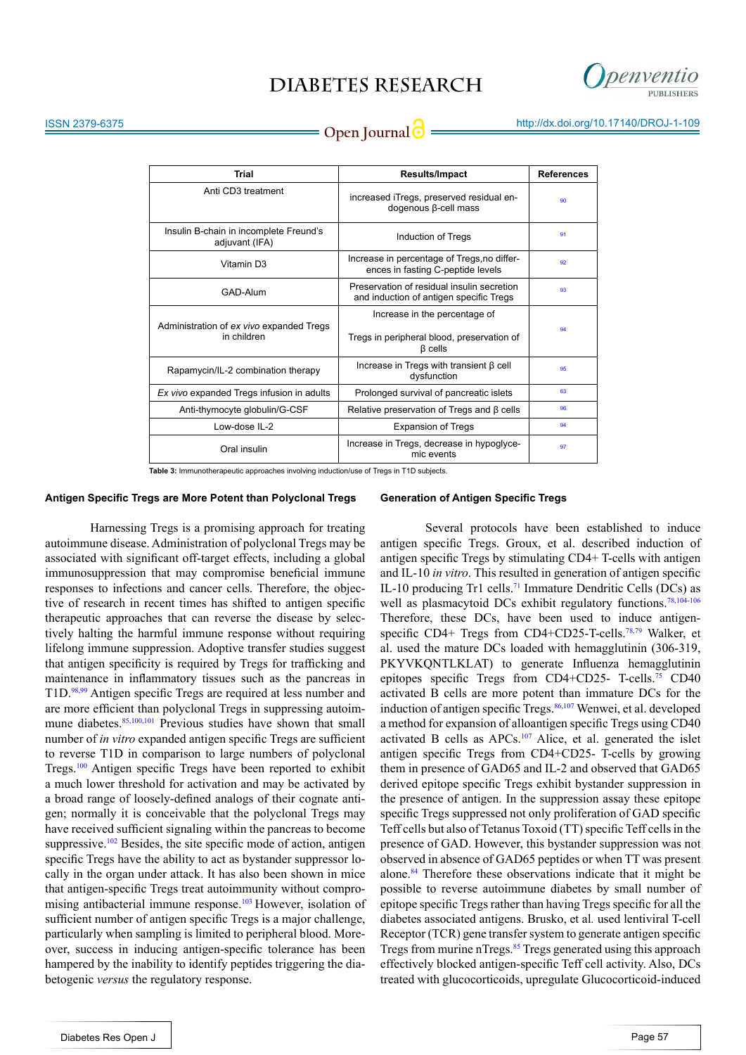| Trial | Results/Impact | References |
|---|---|---|
| Anti CD3 treatment | increased iTregs, preserved residual endogenous β-cell mass | 90 |
| Insulin B-chain in incomplete Freund's adjuvant (IFA) | Induction of Tregs | 91 |
| Vitamin D3 | Increase in percentage of Tregs,no differences in fasting C-peptide levels | 92 |
| GAD-Alum | Preservation of residual insulin secretion and induction of antigen specific Tregs | 93 |
| Administration of *ex vivo* expanded Tregs in children | Increase in the percentage of Tregs in peripheral blood, preservation of β cells | 94 |
| Rapamycin/IL-2 combination therapy | Increase in Tregs with transient β cell dysfunction | 95 |
| *Ex vivo* expanded Tregs infusion in adults | Prolonged survival of pancreatic islets | 63 |
| Anti-thymocyte globulin/G-CSF | Relative preservation of Tregs and β cells | 96 |
| Low-dose IL-2 | Expansion of Tregs | 94 |
| Oral insulin | Increase in Tregs, decrease in hypoglycemic events | 97 |

**Table 3:** Immunotherapeutic approaches involving induction/use of Tregs in T1D subjects.

#### Antigen Specific Tregs are More Potent than Polyclonal Tregs

Harnessing Tregs is a promising approach for treating autoimmune disease. Administration of polyclonal Tregs may be associated with significant off-target effects, including a global immunosuppression that may compromise beneficial immune responses to infections and cancer cells. Therefore, the objective of research in recent times has shifted to antigen specific therapeutic approaches that can reverse the disease by selectively halting the harmful immune response without requiring lifelong immune suppression. Adoptive transfer studies suggest that antigen specificity is required by Tregs for trafficking and maintenance in inflammatory tissues such as the pancreas in T1D.[98,99] Antigen specific Tregs are required at less number and are more efficient than polyclonal Tregs in suppressing autoimmune diabetes.[85,100,101] Previous studies have shown that small number of *in vitro* expanded antigen specific Tregs are sufficient to reverse T1D in comparison to large numbers of polyclonal Tregs.[100] Antigen specific Tregs have been reported to exhibit a much lower threshold for activation and may be activated by a broad range of loosely-defined analogs of their cognate antigen; normally it is conceivable that the polyclonal Tregs may have received sufficient signaling within the pancreas to become suppressive.[102] Besides, the site specific mode of action, antigen specific Tregs have the ability to act as bystander suppressor locally in the organ under attack. It has also been shown in mice that antigen-specific Tregs treat autoimmunity without compromising antibacterial immune response.[103] However, isolation of sufficient number of antigen specific Tregs is a major challenge, particularly when sampling is limited to peripheral blood. Moreover, success in inducing antigen-specific tolerance has been hampered by the inability to identify peptides triggering the diabetogenic *versus* the regulatory response.

#### Generation of Antigen Specific Tregs

Several protocols have been established to induce antigen specific Tregs. Groux, et al. described induction of antigen specific Tregs by stimulating CD4+ T-cells with antigen and IL-10 *in vitro*. This resulted in generation of antigen specific IL-10 producing Tr1 cells.[71] Immature Dendritic Cells (DCs) as well as plasmacytoid DCs exhibit regulatory functions.[78,104-106] Therefore, these DCs, have been used to induce antigen-specific CD4+ Tregs from CD4+CD25-T-cells.[78,79] Walker, et al. used the mature DCs loaded with hemagglutinin (306-319, PKYVKQNTLKLAT) to generate Influenza hemagglutinin epitopes specific Tregs from CD4+CD25- T-cells.[75] CD40 activated B cells are more potent than immature DCs for the induction of antigen specific Tregs.[86,107] Wenwei, et al. developed a method for expansion of alloantigen specific Tregs using CD40 activated B cells as APCs.[107] Alice, et al. generated the islet antigen specific Tregs from CD4+CD25- T-cells by growing them in presence of GAD65 and IL-2 and observed that GAD65 derived epitope specific Tregs exhibit bystander suppression in the presence of antigen. In the suppression assay these epitope specific Tregs suppressed not only proliferation of GAD specific Teff cells but also of Tetanus Toxoid (TT) specific Teff cells in the presence of GAD. However, this bystander suppression was not observed in absence of GAD65 peptides or when TT was present alone.[84] Therefore these observations indicate that it might be possible to reverse autoimmune diabetes by small number of epitope specific Tregs rather than having Tregs specific for all the diabetes associated antigens. Brusko, et al. used lentiviral T-cell Receptor (TCR) gene transfer system to generate antigen specific Tregs from murine nTregs.[85] Tregs generated using this approach effectively blocked antigen-specific Teff cell activity. Also, DCs treated with glucocorticoids, upregulate Glucocorticoid-induced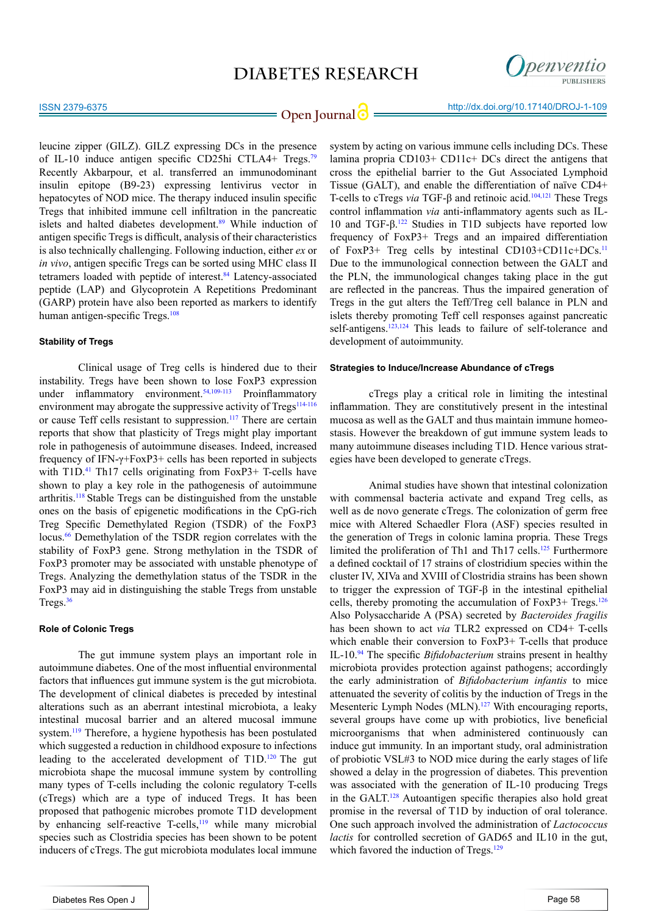leucine zipper (GILZ). GILZ expressing DCs in the presence of IL-10 induce antigen specific CD25hi CTLA4+ Tregs.[79] Recently Akbarpour, et al. transferred an immunodominant insulin epitope (B9-23) expressing lentivirus vector in hepatocytes of NOD mice. The therapy induced insulin specific Tregs that inhibited immune cell infiltration in the pancreatic islets and halted diabetes development.[89] While induction of antigen specific Tregs is difficult, analysis of their characteristics is also technically challenging. Following induction, either *ex* or *in vivo*, antigen specific Tregs can be sorted using MHC class II tetramers loaded with peptide of interest.[84] Latency-associated peptide (LAP) and Glycoprotein A Repetitions Predominant (GARP) protein have also been reported as markers to identify human antigen-specific Tregs.[108]

#### Stability of Tregs

Clinical usage of Treg cells is hindered due to their instability. Tregs have been shown to lose FoxP3 expression under inflammatory environment.[54,109-113] Proinflammatory environment may abrogate the suppressive activity of Tregs[114-116] or cause Teff cells resistant to suppression.[117] There are certain reports that show that plasticity of Tregs might play important role in pathogenesis of autoimmune diseases. Indeed, increased frequency of IFN-γ+FoxP3+ cells has been reported in subjects with T1D.[41] Th17 cells originating from FoxP3+ T-cells have shown to play a key role in the pathogenesis of autoimmune arthritis.[118] Stable Tregs can be distinguished from the unstable ones on the basis of epigenetic modifications in the CpG-rich Treg Specific Demethylated Region (TSDR) of the FoxP3 locus.[66] Demethylation of the TSDR region correlates with the stability of FoxP3 gene. Strong methylation in the TSDR of FoxP3 promoter may be associated with unstable phenotype of Tregs. Analyzing the demethylation status of the TSDR in the FoxP3 may aid in distinguishing the stable Tregs from unstable Tregs.[36]

#### Role of Colonic Tregs

The gut immune system plays an important role in autoimmune diabetes. One of the most influential environmental factors that influences gut immune system is the gut microbiota. The development of clinical diabetes is preceded by intestinal alterations such as an aberrant intestinal microbiota, a leaky intestinal mucosal barrier and an altered mucosal immune system.[119] Therefore, a hygiene hypothesis has been postulated which suggested a reduction in childhood exposure to infections leading to the accelerated development of T1D.[120] The gut microbiota shape the mucosal immune system by controlling many types of T-cells including the colonic regulatory T-cells (cTregs) which are a type of induced Tregs. It has been proposed that pathogenic microbes promote T1D development by enhancing self-reactive T-cells,[119] while many microbial species such as Clostridia species has been shown to be potent inducers of cTregs. The gut microbiota modulates local immune system by acting on various immune cells including DCs. These lamina propria CD103+ CD11c+ DCs direct the antigens that cross the epithelial barrier to the Gut Associated Lymphoid Tissue (GALT), and enable the differentiation of naïve CD4+ T-cells to cTregs *via* TGF-β and retinoic acid.[104,121] These Tregs control inflammation *via* anti-inflammatory agents such as IL-10 and TGF-β.[122] Studies in T1D subjects have reported low frequency of FoxP3+ Tregs and an impaired differentiation of FoxP3+ Treg cells by intestinal CD103+CD11c+DCs.[11] Due to the immunological connection between the GALT and the PLN, the immunological changes taking place in the gut are reflected in the pancreas. Thus the impaired generation of Tregs in the gut alters the Teff/Treg cell balance in PLN and islets thereby promoting Teff cell responses against pancreatic self-antigens.[123,124] This leads to failure of self-tolerance and development of autoimmunity.

#### Strategies to Induce/Increase Abundance of cTregs

cTregs play a critical role in limiting the intestinal inflammation. They are constitutively present in the intestinal mucosa as well as the GALT and thus maintain immune homeostasis. However the breakdown of gut immune system leads to many autoimmune diseases including T1D. Hence various strategies have been developed to generate cTregs.

Animal studies have shown that intestinal colonization with commensal bacteria activate and expand Treg cells, as well as de novo generate cTregs. The colonization of germ free mice with Altered Schaedler Flora (ASF) species resulted in the generation of Tregs in colonic lamina propria. These Tregs limited the proliferation of Th1 and Th17 cells.[125] Furthermore a defined cocktail of 17 strains of clostridium species within the cluster IV, XIVa and XVIII of Clostridia strains has been shown to trigger the expression of TGF-β in the intestinal epithelial cells, thereby promoting the accumulation of FoxP3+ Tregs.[126] Also Polysaccharide A (PSA) secreted by *Bacteroides fragilis* has been shown to act *via* TLR2 expressed on CD4+ T-cells which enable their conversion to FoxP3+ T-cells that produce IL-10.[94] The specific *Bifidobacterium* strains present in healthy microbiota provides protection against pathogens; accordingly the early administration of *Bifidobacterium infantis* to mice attenuated the severity of colitis by the induction of Tregs in the Mesenteric Lymph Nodes (MLN).[127] With encouraging reports, several groups have come up with probiotics, live beneficial microorganisms that when administered continuously can induce gut immunity. In an important study, oral administration of probiotic VSL#3 to NOD mice during the early stages of life showed a delay in the progression of diabetes. This prevention was associated with the generation of IL-10 producing Tregs in the GALT.[128] Autoantigen specific therapies also hold great promise in the reversal of T1D by induction of oral tolerance. One such approach involved the administration of *Lactococcus lactis* for controlled secretion of GAD65 and IL10 in the gut, which favored the induction of Tregs.[129]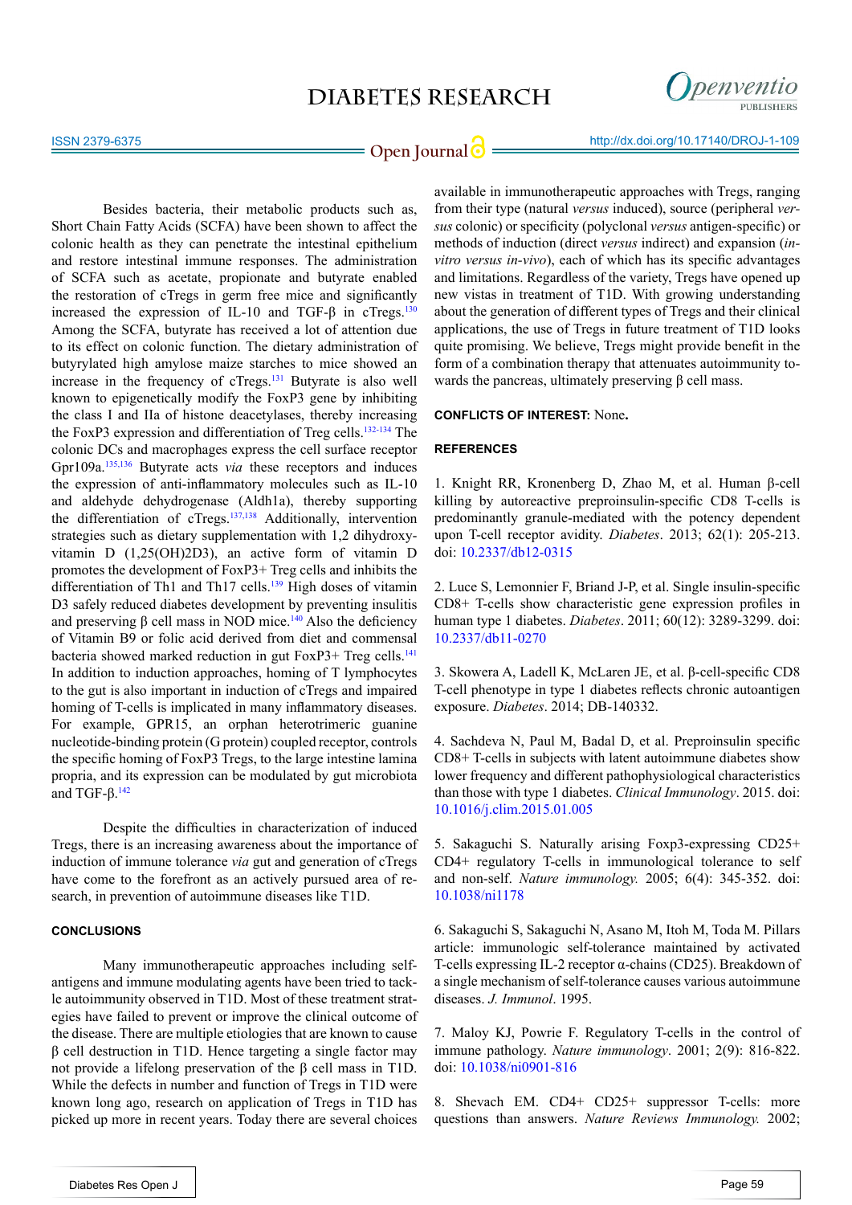Besides bacteria, their metabolic products such as, Short Chain Fatty Acids (SCFA) have been shown to affect the colonic health as they can penetrate the intestinal epithelium and restore intestinal immune responses. The administration of SCFA such as acetate, propionate and butyrate enabled the restoration of cTregs in germ free mice and significantly increased the expression of IL-10 and TGF-β in cTregs.[130] Among the SCFA, butyrate has received a lot of attention due to its effect on colonic function. The dietary administration of butyrylated high amylose maize starches to mice showed an increase in the frequency of cTregs.[131] Butyrate is also well known to epigenetically modify the FoxP3 gene by inhibiting the class I and IIa of histone deacetylases, thereby increasing the FoxP3 expression and differentiation of Treg cells.[132-134] The colonic DCs and macrophages express the cell surface receptor Gpr109a.[135,136] Butyrate acts *via* these receptors and induces the expression of anti-inflammatory molecules such as IL-10 and aldehyde dehydrogenase (Aldh1a), thereby supporting the differentiation of cTregs.[137,138] Additionally, intervention strategies such as dietary supplementation with 1,2 dihydroxy-vitamin D (1,25(OH)2D3), an active form of vitamin D promotes the development of FoxP3+ Treg cells and inhibits the differentiation of Th1 and Th17 cells.[139] High doses of vitamin D3 safely reduced diabetes development by preventing insulitis and preserving β cell mass in NOD mice.[140] Also the deficiency of Vitamin B9 or folic acid derived from diet and commensal bacteria showed marked reduction in gut FoxP3+ Treg cells.[141] In addition to induction approaches, homing of T lymphocytes to the gut is also important in induction of cTregs and impaired homing of T-cells is implicated in many inflammatory diseases. For example, GPR15, an orphan heterotrimeric guanine nucleotide-binding protein (G protein) coupled receptor, controls the specific homing of FoxP3 Tregs, to the large intestine lamina propria, and its expression can be modulated by gut microbiota and TGF-β.[142]

Despite the difficulties in characterization of induced Tregs, there is an increasing awareness about the importance of induction of immune tolerance *via* gut and generation of cTregs have come to the forefront as an actively pursued area of research, in prevention of autoimmune diseases like T1D.

## CONCLUSIONS

Many immunotherapeutic approaches including self-antigens and immune modulating agents have been tried to tackle autoimmunity observed in T1D. Most of these treatment strategies have failed to prevent or improve the clinical outcome of the disease. There are multiple etiologies that are known to cause β cell destruction in T1D. Hence targeting a single factor may not provide a lifelong preservation of the β cell mass in T1D. While the defects in number and function of Tregs in T1D were known long ago, research on application of Tregs in T1D has picked up more in recent years. Today there are several choices available in immunotherapeutic approaches with Tregs, ranging from their type (natural *versus* induced), source (peripheral *versus* colonic) or specificity (polyclonal *versus* antigen-specific) or methods of induction (direct *versus* indirect) and expansion (*in-vitro versus in-vivo*), each of which has its specific advantages and limitations. Regardless of the variety, Tregs have opened up new vistas in treatment of T1D. With growing understanding about the generation of different types of Tregs and their clinical applications, the use of Tregs in future treatment of T1D looks quite promising. We believe, Tregs might provide benefit in the form of a combination therapy that attenuates autoimmunity towards the pancreas, ultimately preserving β cell mass.

**CONFLICTS OF INTEREST:** None**.**

## REFERENCES

1. Knight RR, Kronenberg D, Zhao M, et al. Human β-cell killing by autoreactive preproinsulin-specific CD8 T-cells is predominantly granule-mediated with the potency dependent upon T-cell receptor avidity. *Diabetes*. 2013; 62(1): 205-213. doi: 10.2337/db12-0315

2. Luce S, Lemonnier F, Briand J-P, et al. Single insulin-specific CD8+ T-cells show characteristic gene expression profiles in human type 1 diabetes. *Diabetes*. 2011; 60(12): 3289-3299. doi: 10.2337/db11-0270

3. Skowera A, Ladell K, McLaren JE, et al. β-cell-specific CD8 T-cell phenotype in type 1 diabetes reflects chronic autoantigen exposure. *Diabetes*. 2014; DB-140332.

4. Sachdeva N, Paul M, Badal D, et al. Preproinsulin specific CD8+ T-cells in subjects with latent autoimmune diabetes show lower frequency and different pathophysiological characteristics than those with type 1 diabetes. *Clinical Immunology*. 2015. doi: 10.1016/j.clim.2015.01.005

5. Sakaguchi S. Naturally arising Foxp3-expressing CD25+ CD4+ regulatory T-cells in immunological tolerance to self and non-self. *Nature immunology.* 2005; 6(4): 345-352. doi: 10.1038/ni1178

6. Sakaguchi S, Sakaguchi N, Asano M, Itoh M, Toda M. Pillars article: immunologic self-tolerance maintained by activated T-cells expressing IL-2 receptor α-chains (CD25). Breakdown of a single mechanism of self-tolerance causes various autoimmune diseases. *J. Immunol*. 1995.

7. Maloy KJ, Powrie F. Regulatory T-cells in the control of immune pathology. *Nature immunology*. 2001; 2(9): 816-822. doi: 10.1038/ni0901-816

8. Shevach EM. CD4+ CD25+ suppressor T-cells: more questions than answers. *Nature Reviews Immunology.* 2002;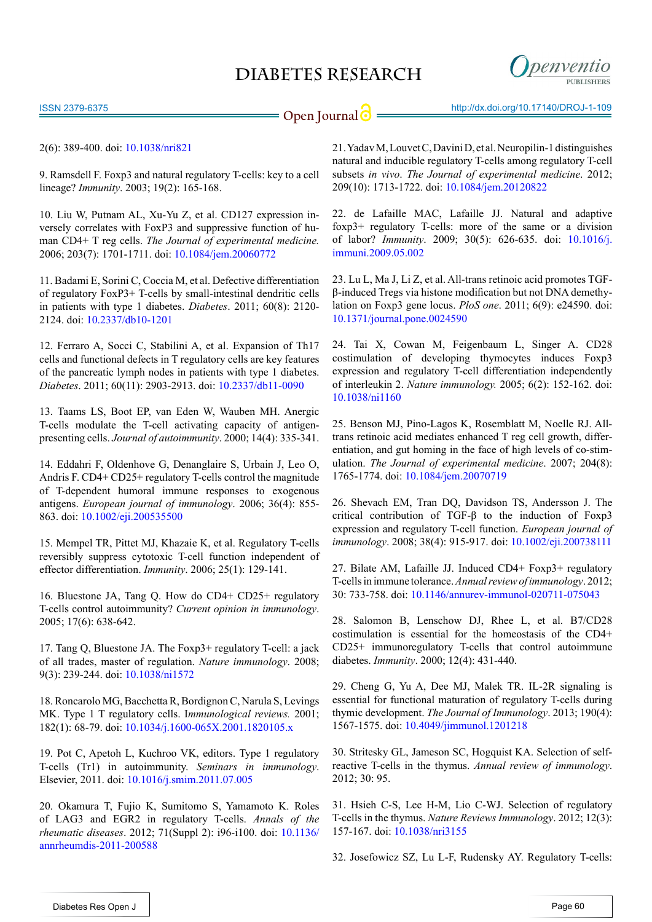2(6): 389-400. doi: 10.1038/nri821

9. Ramsdell F. Foxp3 and natural regulatory T-cells: key to a cell lineage? *Immunity*. 2003; 19(2): 165-168.

10. Liu W, Putnam AL, Xu-Yu Z, et al. CD127 expression inversely correlates with FoxP3 and suppressive function of human CD4+ T reg cells. *The Journal of experimental medicine.* 2006; 203(7): 1701-1711. doi: 10.1084/jem.20060772

11. Badami E, Sorini C, Coccia M, et al. Defective differentiation of regulatory FoxP3+ T-cells by small-intestinal dendritic cells in patients with type 1 diabetes. *Diabetes*. 2011; 60(8): 2120-2124. doi: 10.2337/db10-1201

12. Ferraro A, Socci C, Stabilini A, et al. Expansion of Th17 cells and functional defects in T regulatory cells are key features of the pancreatic lymph nodes in patients with type 1 diabetes. *Diabetes*. 2011; 60(11): 2903-2913. doi: 10.2337/db11-0090

13. Taams LS, Boot EP, van Eden W, Wauben MH. Anergic T-cells modulate the T-cell activating capacity of antigen-presenting cells. *Journal of autoimmunity*. 2000; 14(4): 335-341.

14. Eddahri F, Oldenhove G, Denanglaire S, Urbain J, Leo O, Andris F. CD4+ CD25+ regulatory T-cells control the magnitude of T-dependent humoral immune responses to exogenous antigens. *European journal of immunology*. 2006; 36(4): 855-863. doi: 10.1002/eji.200535500

15. Mempel TR, Pittet MJ, Khazaie K, et al. Regulatory T-cells reversibly suppress cytotoxic T-cell function independent of effector differentiation. *Immunity*. 2006; 25(1): 129-141.

16. Bluestone JA, Tang Q. How do CD4+ CD25+ regulatory T-cells control autoimmunity? *Current opinion in immunology*. 2005; 17(6): 638-642.

17. Tang Q, Bluestone JA. The Foxp3+ regulatory T-cell: a jack of all trades, master of regulation. *Nature immunology*. 2008; 9(3): 239-244. doi: 10.1038/ni1572

18. Roncarolo MG, Bacchetta R, Bordignon C, Narula S, Levings MK. Type 1 T regulatory cells. I*mmunological reviews.* 2001; 182(1): 68-79. doi: 10.1034/j.1600-065X.2001.1820105.x

19. Pot C, Apetoh L, Kuchroo VK, editors. Type 1 regulatory T-cells (Tr1) in autoimmunity. *Seminars in immunology*. Elsevier, 2011. doi: 10.1016/j.smim.2011.07.005

20. Okamura T, Fujio K, Sumitomo S, Yamamoto K. Roles of LAG3 and EGR2 in regulatory T-cells. *Annals of the rheumatic diseases*. 2012; 71(Suppl 2): i96-i100. doi: 10.1136/annrheumdis-2011-200588

21. Yadav M, Louvet C, Davini D, et al. Neuropilin-1 distinguishes natural and inducible regulatory T-cells among regulatory T-cell subsets *in vivo*. *The Journal of experimental medicine*. 2012; 209(10): 1713-1722. doi: 10.1084/jem.20120822

22. de Lafaille MAC, Lafaille JJ. Natural and adaptive foxp3+ regulatory T-cells: more of the same or a division of labor? *Immunity*. 2009; 30(5): 626-635. doi: 10.1016/j.immuni.2009.05.002

23. Lu L, Ma J, Li Z, et al. All-trans retinoic acid promotes TGF-β-induced Tregs via histone modification but not DNA demethylation on Foxp3 gene locus. *PloS one*. 2011; 6(9): e24590. doi: 10.1371/journal.pone.0024590

24. Tai X, Cowan M, Feigenbaum L, Singer A. CD28 costimulation of developing thymocytes induces Foxp3 expression and regulatory T-cell differentiation independently of interleukin 2. *Nature immunology.* 2005; 6(2): 152-162. doi: 10.1038/ni1160

25. Benson MJ, Pino-Lagos K, Rosemblatt M, Noelle RJ. All-trans retinoic acid mediates enhanced T reg cell growth, differentiation, and gut homing in the face of high levels of co-stimulation. *The Journal of experimental medicine*. 2007; 204(8): 1765-1774. doi: 10.1084/jem.20070719

26. Shevach EM, Tran DQ, Davidson TS, Andersson J. The critical contribution of TGF-β to the induction of Foxp3 expression and regulatory T-cell function. *European journal of immunology*. 2008; 38(4): 915-917. doi: 10.1002/eji.200738111

27. Bilate AM, Lafaille JJ. Induced CD4+ Foxp3+ regulatory T-cells in immune tolerance. *Annual review of immunology*. 2012; 30: 733-758. doi: 10.1146/annurev-immunol-020711-075043

28. Salomon B, Lenschow DJ, Rhee L, et al. B7/CD28 costimulation is essential for the homeostasis of the CD4+ CD25+ immunoregulatory T-cells that control autoimmune diabetes. *Immunity*. 2000; 12(4): 431-440.

29. Cheng G, Yu A, Dee MJ, Malek TR. IL-2R signaling is essential for functional maturation of regulatory T-cells during thymic development. *The Journal of Immunology*. 2013; 190(4): 1567-1575. doi: 10.4049/jimmunol.1201218

30. Stritesky GL, Jameson SC, Hogquist KA. Selection of self-reactive T-cells in the thymus. *Annual review of immunology*. 2012; 30: 95.

31. Hsieh C-S, Lee H-M, Lio C-WJ. Selection of regulatory T-cells in the thymus. *Nature Reviews Immunology*. 2012; 12(3): 157-167. doi: 10.1038/nri3155

32. Josefowicz SZ, Lu L-F, Rudensky AY. Regulatory T-cells: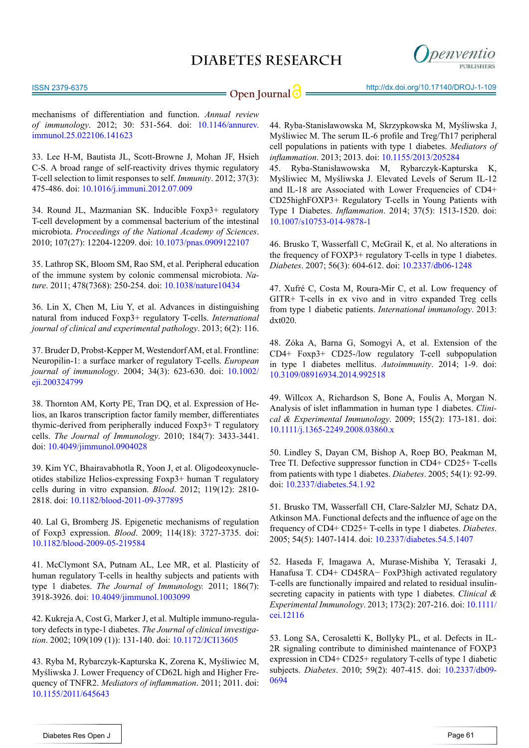mechanisms of differentiation and function. *Annual review of immunology*. 2012; 30: 531-564. doi: 10.1146/annurev.immunol.25.022106.141623

33. Lee H-M, Bautista JL, Scott-Browne J, Mohan JF, Hsieh C-S. A broad range of self-reactivity drives thymic regulatory T-cell selection to limit responses to self. *Immunity*. 2012; 37(3): 475-486. doi: 10.1016/j.immuni.2012.07.009

34. Round JL, Mazmanian SK. Inducible Foxp3+ regulatory T-cell development by a commensal bacterium of the intestinal microbiota. *Proceedings of the National Academy of Sciences*. 2010; 107(27): 12204-12209. doi: 10.1073/pnas.0909122107

35. Lathrop SK, Bloom SM, Rao SM, et al. Peripheral education of the immune system by colonic commensal microbiota. *Nature*. 2011; 478(7368): 250-254. doi: 10.1038/nature10434

36. Lin X, Chen M, Liu Y, et al. Advances in distinguishing natural from induced Foxp3+ regulatory T-cells. *International journal of clinical and experimental pathology*. 2013; 6(2): 116.

37. Bruder D, Probst-Kepper M, Westendorf AM, et al. Frontline: Neuropilin-1: a surface marker of regulatory T-cells. *European journal of immunology*. 2004; 34(3): 623-630. doi: 10.1002/eji.200324799

38. Thornton AM, Korty PE, Tran DQ, et al. Expression of Helios, an Ikaros transcription factor family member, differentiates thymic-derived from peripherally induced Foxp3+ T regulatory cells. *The Journal of Immunology*. 2010; 184(7): 3433-3441. doi: 10.4049/jimmunol.0904028

39. Kim YC, Bhairavabhotla R, Yoon J, et al. Oligodeoxynucleotides stabilize Helios-expressing Foxp3+ human T regulatory cells during in vitro expansion. *Blood*. 2012; 119(12): 2810-2818. doi: 10.1182/blood-2011-09-377895

40. Lal G, Bromberg JS. Epigenetic mechanisms of regulation of Foxp3 expression. *Blood*. 2009; 114(18): 3727-3735. doi: 10.1182/blood-2009-05-219584

41. McClymont SA, Putnam AL, Lee MR, et al. Plasticity of human regulatory T-cells in healthy subjects and patients with type 1 diabetes. *The Journal of Immunology*. 2011; 186(7): 3918-3926. doi: 10.4049/jimmunol.1003099

42. Kukreja A, Cost G, Marker J, et al. Multiple immuno-regulatory defects in type-1 diabetes. *The Journal of clinical investigation*. 2002; 109(109 (1)): 131-140. doi: 10.1172/JCI13605

43. Ryba M, Rybarczyk-Kapturska K, Zorena K, Myśliwiec M, Myśliwska J. Lower Frequency of CD62L high and Higher Frequency of TNFR2. *Mediators of inflammation*. 2011; 2011. doi: 10.1155/2011/645643

44. Ryba-Stanisławowska M, Skrzypkowska M, Myśliwska J, Myśliwiec M. The serum IL-6 profile and Treg/Th17 peripheral cell populations in patients with type 1 diabetes. *Mediators of inflammation*. 2013; 2013. doi: 10.1155/2013/205284

45. Ryba-Stanisławowska M, Rybarczyk-Kapturska K, Myśliwiec M, Myśliwska J. Elevated Levels of Serum IL-12 and IL-18 are Associated with Lower Frequencies of CD4+ CD25highFOXP3+ Regulatory T-cells in Young Patients with Type 1 Diabetes. *Inflammation*. 2014; 37(5): 1513-1520. doi: 10.1007/s10753-014-9878-1

46. Brusko T, Wasserfall C, McGrail K, et al. No alterations in the frequency of FOXP3+ regulatory T-cells in type 1 diabetes. *Diabetes*. 2007; 56(3): 604-612. doi: 10.2337/db06-1248

47. Xufré C, Costa M, Roura-Mir C, et al. Low frequency of GITR+ T-cells in ex vivo and in vitro expanded Treg cells from type 1 diabetic patients. *International immunology*. 2013: dxt020.

48. Zóka A, Barna G, Somogyi A, et al. Extension of the CD4+ Foxp3+ CD25-/low regulatory T-cell subpopulation in type 1 diabetes mellitus. *Autoimmunity*. 2014; 1-9. doi: 10.3109/08916934.2014.992518

49. Willcox A, Richardson S, Bone A, Foulis A, Morgan N. Analysis of islet inflammation in human type 1 diabetes. *Clinical & Experimental Immunology*. 2009; 155(2): 173-181. doi: 10.1111/j.1365-2249.2008.03860.x

50. Lindley S, Dayan CM, Bishop A, Roep BO, Peakman M, Tree TI. Defective suppressor function in CD4+ CD25+ T-cells from patients with type 1 diabetes. *Diabetes*. 2005; 54(1): 92-99. doi: 10.2337/diabetes.54.1.92

51. Brusko TM, Wasserfall CH, Clare-Salzler MJ, Schatz DA, Atkinson MA. Functional defects and the influence of age on the frequency of CD4+ CD25+ T-cells in type 1 diabetes. *Diabetes*. 2005; 54(5): 1407-1414. doi: 10.2337/diabetes.54.5.1407

52. Haseda F, Imagawa A, Murase-Mishiba Y, Terasaki J, Hanafusa T. CD4+ CD45RA− FoxP3high activated regulatory T-cells are functionally impaired and related to residual insulin-secreting capacity in patients with type 1 diabetes. *Clinical & Experimental Immunology*. 2013; 173(2): 207-216. doi: 10.1111/cei.12116

53. Long SA, Cerosaletti K, Bollyky PL, et al. Defects in IL-2R signaling contribute to diminished maintenance of FOXP3 expression in CD4+ CD25+ regulatory T-cells of type 1 diabetic subjects. *Diabetes*. 2010; 59(2): 407-415. doi: 10.2337/db09-0694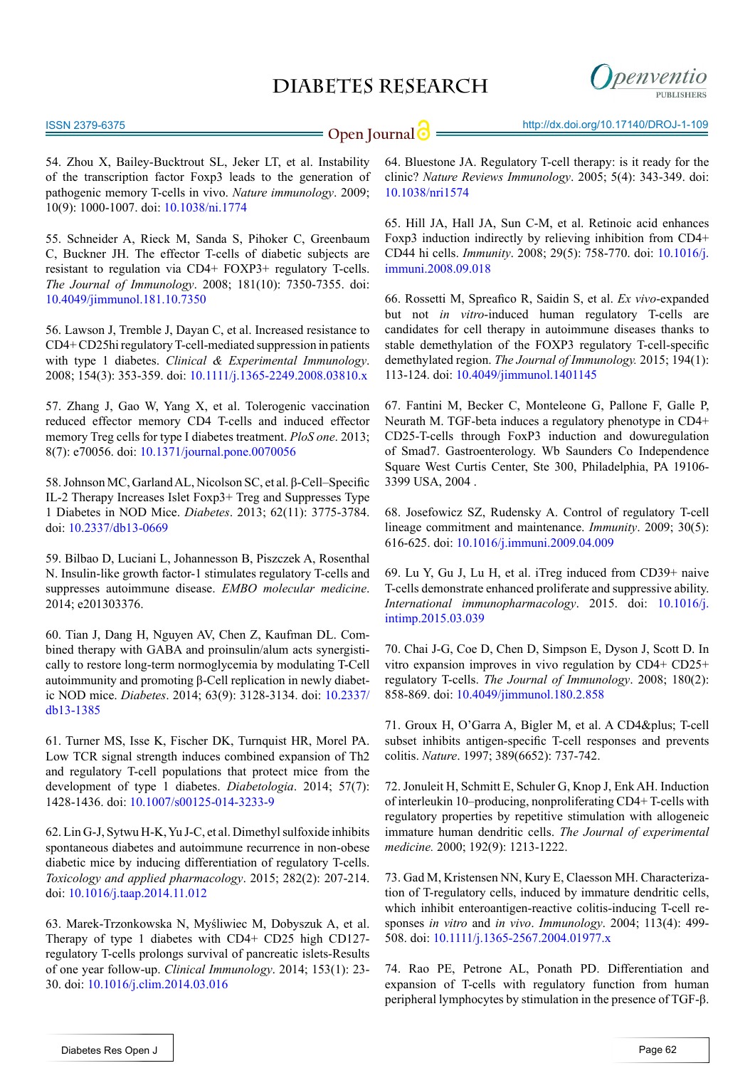54. Zhou X, Bailey-Bucktrout SL, Jeker LT, et al. Instability of the transcription factor Foxp3 leads to the generation of pathogenic memory T-cells in vivo. *Nature immunology*. 2009; 10(9): 1000-1007. doi: 10.1038/ni.1774

55. Schneider A, Rieck M, Sanda S, Pihoker C, Greenbaum C, Buckner JH. The effector T-cells of diabetic subjects are resistant to regulation via CD4+ FOXP3+ regulatory T-cells. *The Journal of Immunology*. 2008; 181(10): 7350-7355. doi: 10.4049/jimmunol.181.10.7350

56. Lawson J, Tremble J, Dayan C, et al. Increased resistance to CD4+ CD25hi regulatory T-cell-mediated suppression in patients with type 1 diabetes. *Clinical & Experimental Immunology*. 2008; 154(3): 353-359. doi: 10.1111/j.1365-2249.2008.03810.x

57. Zhang J, Gao W, Yang X, et al. Tolerogenic vaccination reduced effector memory CD4 T-cells and induced effector memory Treg cells for type I diabetes treatment. *PloS one*. 2013; 8(7): e70056. doi: 10.1371/journal.pone.0070056

58. Johnson MC, Garland AL, Nicolson SC, et al. β-Cell–Specific IL-2 Therapy Increases Islet Foxp3+ Treg and Suppresses Type 1 Diabetes in NOD Mice. *Diabetes*. 2013; 62(11): 3775-3784. doi: 10.2337/db13-0669

59. Bilbao D, Luciani L, Johannesson B, Piszczek A, Rosenthal N. Insulin-like growth factor-1 stimulates regulatory T-cells and suppresses autoimmune disease. *EMBO molecular medicine*. 2014; e201303376.

60. Tian J, Dang H, Nguyen AV, Chen Z, Kaufman DL. Combined therapy with GABA and proinsulin/alum acts synergistically to restore long-term normoglycemia by modulating T-Cell autoimmunity and promoting β-Cell replication in newly diabetic NOD mice. *Diabetes*. 2014; 63(9): 3128-3134. doi: 10.2337/db13-1385

61. Turner MS, Isse K, Fischer DK, Turnquist HR, Morel PA. Low TCR signal strength induces combined expansion of Th2 and regulatory T-cell populations that protect mice from the development of type 1 diabetes. *Diabetologia*. 2014; 57(7): 1428-1436. doi: 10.1007/s00125-014-3233-9

62. Lin G-J, Sytwu H-K, Yu J-C, et al. Dimethyl sulfoxide inhibits spontaneous diabetes and autoimmune recurrence in non-obese diabetic mice by inducing differentiation of regulatory T-cells. *Toxicology and applied pharmacology*. 2015; 282(2): 207-214. doi: 10.1016/j.taap.2014.11.012

63. Marek-Trzonkowska N, Myśliwiec M, Dobyszuk A, et al. Therapy of type 1 diabetes with CD4+ CD25 high CD127-regulatory T-cells prolongs survival of pancreatic islets-Results of one year follow-up. *Clinical Immunology*. 2014; 153(1): 23-30. doi: 10.1016/j.clim.2014.03.016

64. Bluestone JA. Regulatory T-cell therapy: is it ready for the clinic? *Nature Reviews Immunology*. 2005; 5(4): 343-349. doi: 10.1038/nri1574

65. Hill JA, Hall JA, Sun C-M, et al. Retinoic acid enhances Foxp3 induction indirectly by relieving inhibition from CD4+ CD44 hi cells. *Immunity*. 2008; 29(5): 758-770. doi: 10.1016/j.immuni.2008.09.018

66. Rossetti M, Spreafico R, Saidin S, et al. *Ex vivo*-expanded but not *in vitro*-induced human regulatory T-cells are candidates for cell therapy in autoimmune diseases thanks to stable demethylation of the FOXP3 regulatory T-cell-specific demethylated region. *The Journal of Immunology.* 2015; 194(1): 113-124. doi: 10.4049/jimmunol.1401145

67. Fantini M, Becker C, Monteleone G, Pallone F, Galle P, Neurath M. TGF-beta induces a regulatory phenotype in CD4+ CD25-T-cells through FoxP3 induction and dowuregulation of Smad7. Gastroenterology. Wb Saunders Co Independence Square West Curtis Center, Ste 300, Philadelphia, PA 19106-3399 USA, 2004 .

68. Josefowicz SZ, Rudensky A. Control of regulatory T-cell lineage commitment and maintenance. *Immunity*. 2009; 30(5): 616-625. doi: 10.1016/j.immuni.2009.04.009

69. Lu Y, Gu J, Lu H, et al. iTreg induced from CD39+ naive T-cells demonstrate enhanced proliferate and suppressive ability. *International immunopharmacology*. 2015. doi: 10.1016/j.intimp.2015.03.039

70. Chai J-G, Coe D, Chen D, Simpson E, Dyson J, Scott D. In vitro expansion improves in vivo regulation by CD4+ CD25+ regulatory T-cells. *The Journal of Immunology*. 2008; 180(2): 858-869. doi: 10.4049/jimmunol.180.2.858

71. Groux H, O'Garra A, Bigler M, et al. A CD4&plus; T-cell subset inhibits antigen-specific T-cell responses and prevents colitis. *Nature*. 1997; 389(6652): 737-742.

72. Jonuleit H, Schmitt E, Schuler G, Knop J, Enk AH. Induction of interleukin 10–producing, nonproliferating CD4+ T-cells with regulatory properties by repetitive stimulation with allogeneic immature human dendritic cells. *The Journal of experimental medicine.* 2000; 192(9): 1213-1222.

73. Gad M, Kristensen NN, Kury E, Claesson MH. Characterization of T-regulatory cells, induced by immature dendritic cells, which inhibit enteroantigen-reactive colitis-inducing T-cell responses *in vitro* and *in vivo*. *Immunology*. 2004; 113(4): 499-508. doi: 10.1111/j.1365-2567.2004.01977.x

74. Rao PE, Petrone AL, Ponath PD. Differentiation and expansion of T-cells with regulatory function from human peripheral lymphocytes by stimulation in the presence of TGF-β.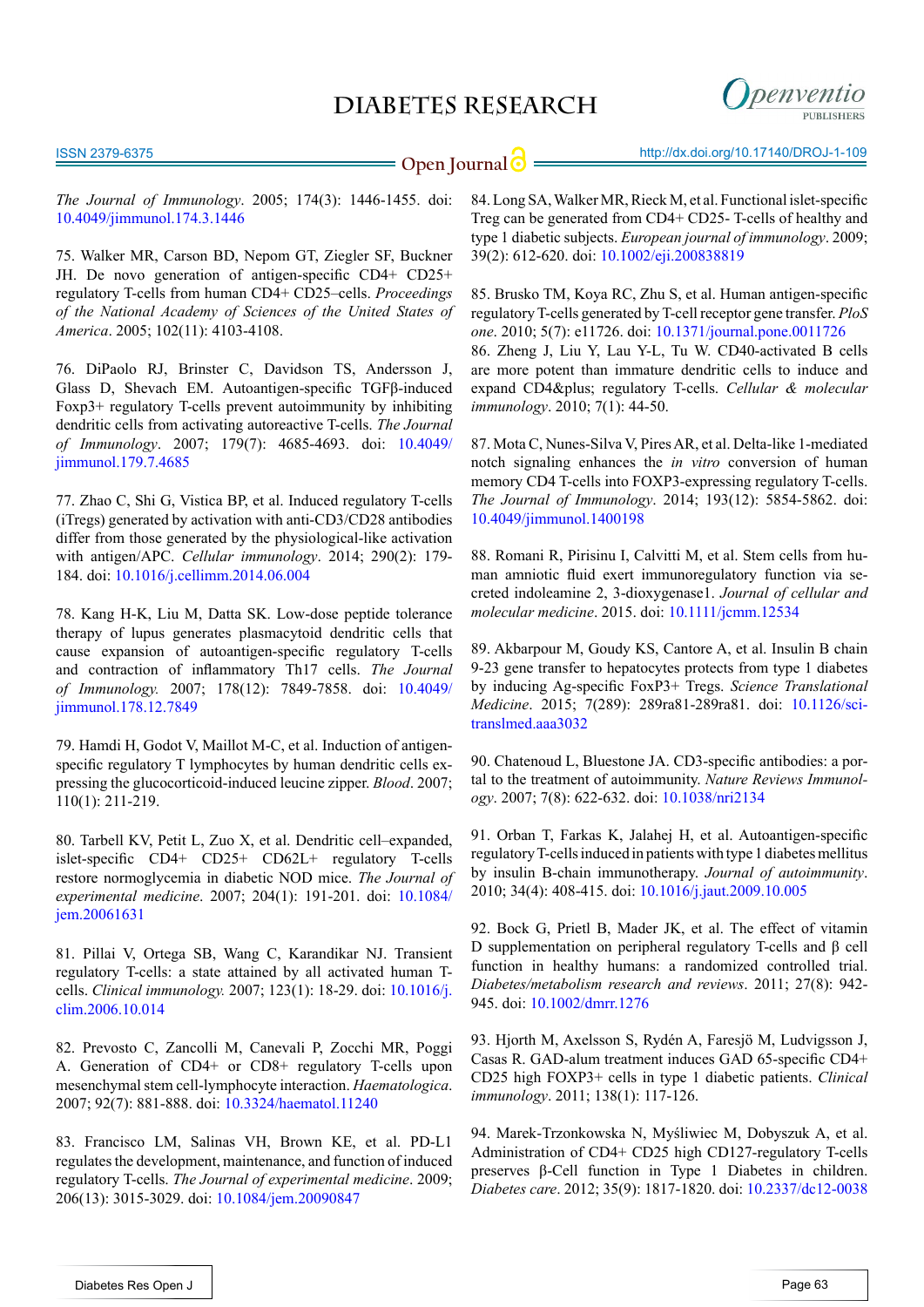*The Journal of Immunology*. 2005; 174(3): 1446-1455. doi: 10.4049/jimmunol.174.3.1446

75. Walker MR, Carson BD, Nepom GT, Ziegler SF, Buckner JH. De novo generation of antigen-specific CD4+ CD25+ regulatory T-cells from human CD4+ CD25–cells. *Proceedings of the National Academy of Sciences of the United States of America*. 2005; 102(11): 4103-4108.

76. DiPaolo RJ, Brinster C, Davidson TS, Andersson J, Glass D, Shevach EM. Autoantigen-specific TGFβ-induced Foxp3+ regulatory T-cells prevent autoimmunity by inhibiting dendritic cells from activating autoreactive T-cells. *The Journal of Immunology*. 2007; 179(7): 4685-4693. doi: 10.4049/jimmunol.179.7.4685

77. Zhao C, Shi G, Vistica BP, et al. Induced regulatory T-cells (iTregs) generated by activation with anti-CD3/CD28 antibodies differ from those generated by the physiological-like activation with antigen/APC. *Cellular immunology*. 2014; 290(2): 179-184. doi: 10.1016/j.cellimm.2014.06.004

78. Kang H-K, Liu M, Datta SK. Low-dose peptide tolerance therapy of lupus generates plasmacytoid dendritic cells that cause expansion of autoantigen-specific regulatory T-cells and contraction of inflammatory Th17 cells. *The Journal of Immunology.* 2007; 178(12): 7849-7858. doi: 10.4049/jimmunol.178.12.7849

79. Hamdi H, Godot V, Maillot M-C, et al. Induction of antigen-specific regulatory T lymphocytes by human dendritic cells expressing the glucocorticoid-induced leucine zipper. *Blood*. 2007; 110(1): 211-219.

80. Tarbell KV, Petit L, Zuo X, et al. Dendritic cell–expanded, islet-specific CD4+ CD25+ CD62L+ regulatory T-cells restore normoglycemia in diabetic NOD mice. *The Journal of experimental medicine*. 2007; 204(1): 191-201. doi: 10.1084/jem.20061631

81. Pillai V, Ortega SB, Wang C, Karandikar NJ. Transient regulatory T-cells: a state attained by all activated human T-cells. *Clinical immunology.* 2007; 123(1): 18-29. doi: 10.1016/j.clim.2006.10.014

82. Prevosto C, Zancolli M, Canevali P, Zocchi MR, Poggi A. Generation of CD4+ or CD8+ regulatory T-cells upon mesenchymal stem cell-lymphocyte interaction. *Haematologica*. 2007; 92(7): 881-888. doi: 10.3324/haematol.11240

83. Francisco LM, Salinas VH, Brown KE, et al. PD-L1 regulates the development, maintenance, and function of induced regulatory T-cells. *The Journal of experimental medicine*. 2009; 206(13): 3015-3029. doi: 10.1084/jem.20090847

84. Long SA, Walker MR, Rieck M, et al. Functional islet-specific Treg can be generated from CD4+ CD25- T-cells of healthy and type 1 diabetic subjects. *European journal of immunology*. 2009; 39(2): 612-620. doi: 10.1002/eji.200838819

85. Brusko TM, Koya RC, Zhu S, et al. Human antigen-specific regulatory T-cells generated by T-cell receptor gene transfer. *PloS one*. 2010; 5(7): e11726. doi: 10.1371/journal.pone.0011726

86. Zheng J, Liu Y, Lau Y-L, Tu W. CD40-activated B cells are more potent than immature dendritic cells to induce and expand CD4&plus; regulatory T-cells. *Cellular & molecular immunology*. 2010; 7(1): 44-50.

87. Mota C, Nunes-Silva V, Pires AR, et al. Delta-like 1-mediated notch signaling enhances the *in vitro* conversion of human memory CD4 T-cells into FOXP3-expressing regulatory T-cells. *The Journal of Immunology*. 2014; 193(12): 5854-5862. doi: 10.4049/jimmunol.1400198

88. Romani R, Pirisinu I, Calvitti M, et al. Stem cells from human amniotic fluid exert immunoregulatory function via secreted indoleamine 2, 3-dioxygenase1. *Journal of cellular and molecular medicine*. 2015. doi: 10.1111/jcmm.12534

89. Akbarpour M, Goudy KS, Cantore A, et al. Insulin B chain 9-23 gene transfer to hepatocytes protects from type 1 diabetes by inducing Ag-specific FoxP3+ Tregs. *Science Translational Medicine*. 2015; 7(289): 289ra81-289ra81. doi: 10.1126/scitranslmed.aaa3032

90. Chatenoud L, Bluestone JA. CD3-specific antibodies: a portal to the treatment of autoimmunity. *Nature Reviews Immunology*. 2007; 7(8): 622-632. doi: 10.1038/nri2134

91. Orban T, Farkas K, Jalahej H, et al. Autoantigen-specific regulatory T-cells induced in patients with type 1 diabetes mellitus by insulin B-chain immunotherapy. *Journal of autoimmunity*. 2010; 34(4): 408-415. doi: 10.1016/j.jaut.2009.10.005

92. Bock G, Prietl B, Mader JK, et al. The effect of vitamin D supplementation on peripheral regulatory T-cells and β cell function in healthy humans: a randomized controlled trial. *Diabetes/metabolism research and reviews*. 2011; 27(8): 942-945. doi: 10.1002/dmrr.1276

93. Hjorth M, Axelsson S, Rydén A, Faresjö M, Ludvigsson J, Casas R. GAD-alum treatment induces GAD 65-specific CD4+ CD25 high FOXP3+ cells in type 1 diabetic patients. *Clinical immunology*. 2011; 138(1): 117-126.

94. Marek-Trzonkowska N, Myśliwiec M, Dobyszuk A, et al. Administration of CD4+ CD25 high CD127-regulatory T-cells preserves β-Cell function in Type 1 Diabetes in children. *Diabetes care*. 2012; 35(9): 1817-1820. doi: 10.2337/dc12-0038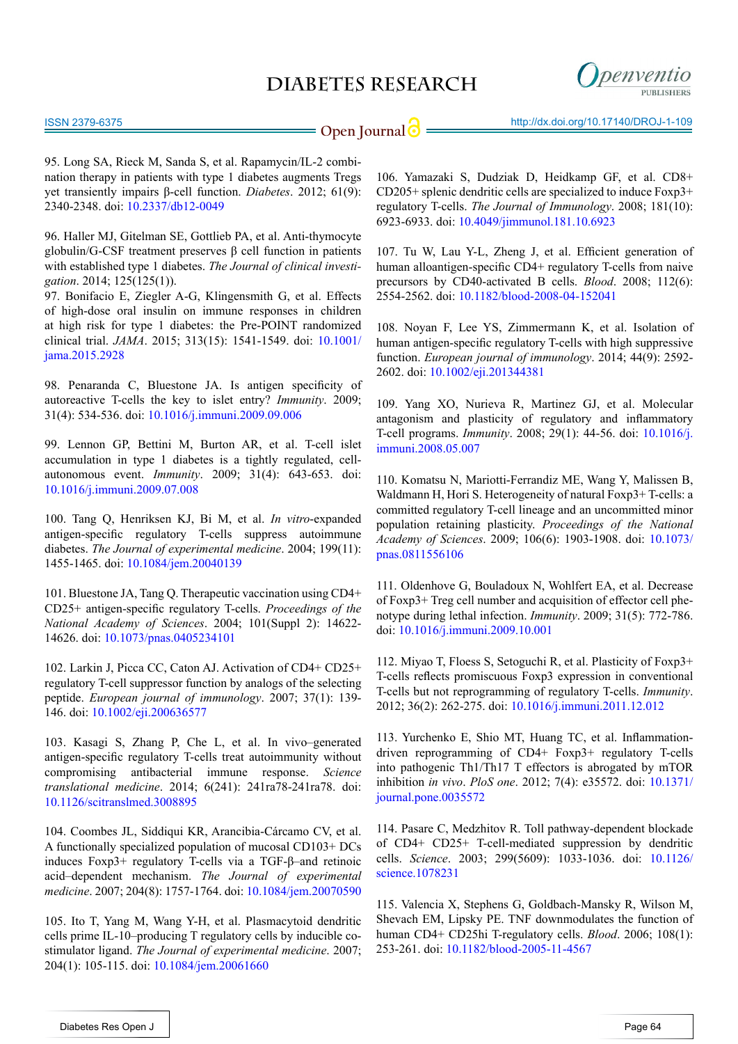95. Long SA, Rieck M, Sanda S, et al. Rapamycin/IL-2 combination therapy in patients with type 1 diabetes augments Tregs yet transiently impairs β-cell function. *Diabetes*. 2012; 61(9): 2340-2348. doi: 10.2337/db12-0049

96. Haller MJ, Gitelman SE, Gottlieb PA, et al. Anti-thymocyte globulin/G-CSF treatment preserves β cell function in patients with established type 1 diabetes. *The Journal of clinical investigation*. 2014; 125(125(1)).

97. Bonifacio E, Ziegler A-G, Klingensmith G, et al. Effects of high-dose oral insulin on immune responses in children at high risk for type 1 diabetes: the Pre-POINT randomized clinical trial. *JAMA*. 2015; 313(15): 1541-1549. doi: 10.1001/jama.2015.2928

98. Penaranda C, Bluestone JA. Is antigen specificity of autoreactive T-cells the key to islet entry? *Immunity*. 2009; 31(4): 534-536. doi: 10.1016/j.immuni.2009.09.006

99. Lennon GP, Bettini M, Burton AR, et al. T-cell islet accumulation in type 1 diabetes is a tightly regulated, cell-autonomous event. *Immunity*. 2009; 31(4): 643-653. doi: 10.1016/j.immuni.2009.07.008

100. Tang Q, Henriksen KJ, Bi M, et al. *In vitro*-expanded antigen-specific regulatory T-cells suppress autoimmune diabetes. *The Journal of experimental medicine*. 2004; 199(11): 1455-1465. doi: 10.1084/jem.20040139

101. Bluestone JA, Tang Q. Therapeutic vaccination using CD4+ CD25+ antigen-specific regulatory T-cells. *Proceedings of the National Academy of Sciences*. 2004; 101(Suppl 2): 14622-14626. doi: 10.1073/pnas.0405234101

102. Larkin J, Picca CC, Caton AJ. Activation of CD4+ CD25+ regulatory T-cell suppressor function by analogs of the selecting peptide. *European journal of immunology*. 2007; 37(1): 139-146. doi: 10.1002/eji.200636577

103. Kasagi S, Zhang P, Che L, et al. In vivo–generated antigen-specific regulatory T-cells treat autoimmunity without compromising antibacterial immune response. *Science translational medicine*. 2014; 6(241): 241ra78-241ra78. doi: 10.1126/scitranslmed.3008895

104. Coombes JL, Siddiqui KR, Arancibia-Cárcamo CV, et al. A functionally specialized population of mucosal CD103+ DCs induces Foxp3+ regulatory T-cells via a TGF-β–and retinoic acid–dependent mechanism. *The Journal of experimental medicine*. 2007; 204(8): 1757-1764. doi: 10.1084/jem.20070590

105. Ito T, Yang M, Wang Y-H, et al. Plasmacytoid dendritic cells prime IL-10–producing T regulatory cells by inducible co-stimulator ligand. *The Journal of experimental medicine*. 2007; 204(1): 105-115. doi: 10.1084/jem.20061660

106. Yamazaki S, Dudziak D, Heidkamp GF, et al. CD8+ CD205+ splenic dendritic cells are specialized to induce Foxp3+ regulatory T-cells. *The Journal of Immunology*. 2008; 181(10): 6923-6933. doi: 10.4049/jimmunol.181.10.6923

107. Tu W, Lau Y-L, Zheng J, et al. Efficient generation of human alloantigen-specific CD4+ regulatory T-cells from naive precursors by CD40-activated B cells. *Blood*. 2008; 112(6): 2554-2562. doi: 10.1182/blood-2008-04-152041

108. Noyan F, Lee YS, Zimmermann K, et al. Isolation of human antigen-specific regulatory T-cells with high suppressive function. *European journal of immunology*. 2014; 44(9): 2592-2602. doi: 10.1002/eji.201344381

109. Yang XO, Nurieva R, Martinez GJ, et al. Molecular antagonism and plasticity of regulatory and inflammatory T-cell programs. *Immunity*. 2008; 29(1): 44-56. doi: 10.1016/j.immuni.2008.05.007

110. Komatsu N, Mariotti-Ferrandiz ME, Wang Y, Malissen B, Waldmann H, Hori S. Heterogeneity of natural Foxp3+ T-cells: a committed regulatory T-cell lineage and an uncommitted minor population retaining plasticity. *Proceedings of the National Academy of Sciences*. 2009; 106(6): 1903-1908. doi: 10.1073/pnas.0811556106

111. Oldenhove G, Bouladoux N, Wohlfert EA, et al. Decrease of Foxp3+ Treg cell number and acquisition of effector cell phenotype during lethal infection. *Immunity*. 2009; 31(5): 772-786. doi: 10.1016/j.immuni.2009.10.001

112. Miyao T, Floess S, Setoguchi R, et al. Plasticity of Foxp3+ T-cells reflects promiscuous Foxp3 expression in conventional T-cells but not reprogramming of regulatory T-cells. *Immunity*. 2012; 36(2): 262-275. doi: 10.1016/j.immuni.2011.12.012

113. Yurchenko E, Shio MT, Huang TC, et al. Inflammation-driven reprogramming of CD4+ Foxp3+ regulatory T-cells into pathogenic Th1/Th17 T effectors is abrogated by mTOR inhibition *in vivo*. *PloS one*. 2012; 7(4): e35572. doi: 10.1371/journal.pone.0035572

114. Pasare C, Medzhitov R. Toll pathway-dependent blockade of CD4+ CD25+ T-cell-mediated suppression by dendritic cells. *Science*. 2003; 299(5609): 1033-1036. doi: 10.1126/science.1078231

115. Valencia X, Stephens G, Goldbach-Mansky R, Wilson M, Shevach EM, Lipsky PE. TNF downmodulates the function of human CD4+ CD25hi T-regulatory cells. *Blood*. 2006; 108(1): 253-261. doi: 10.1182/blood-2005-11-4567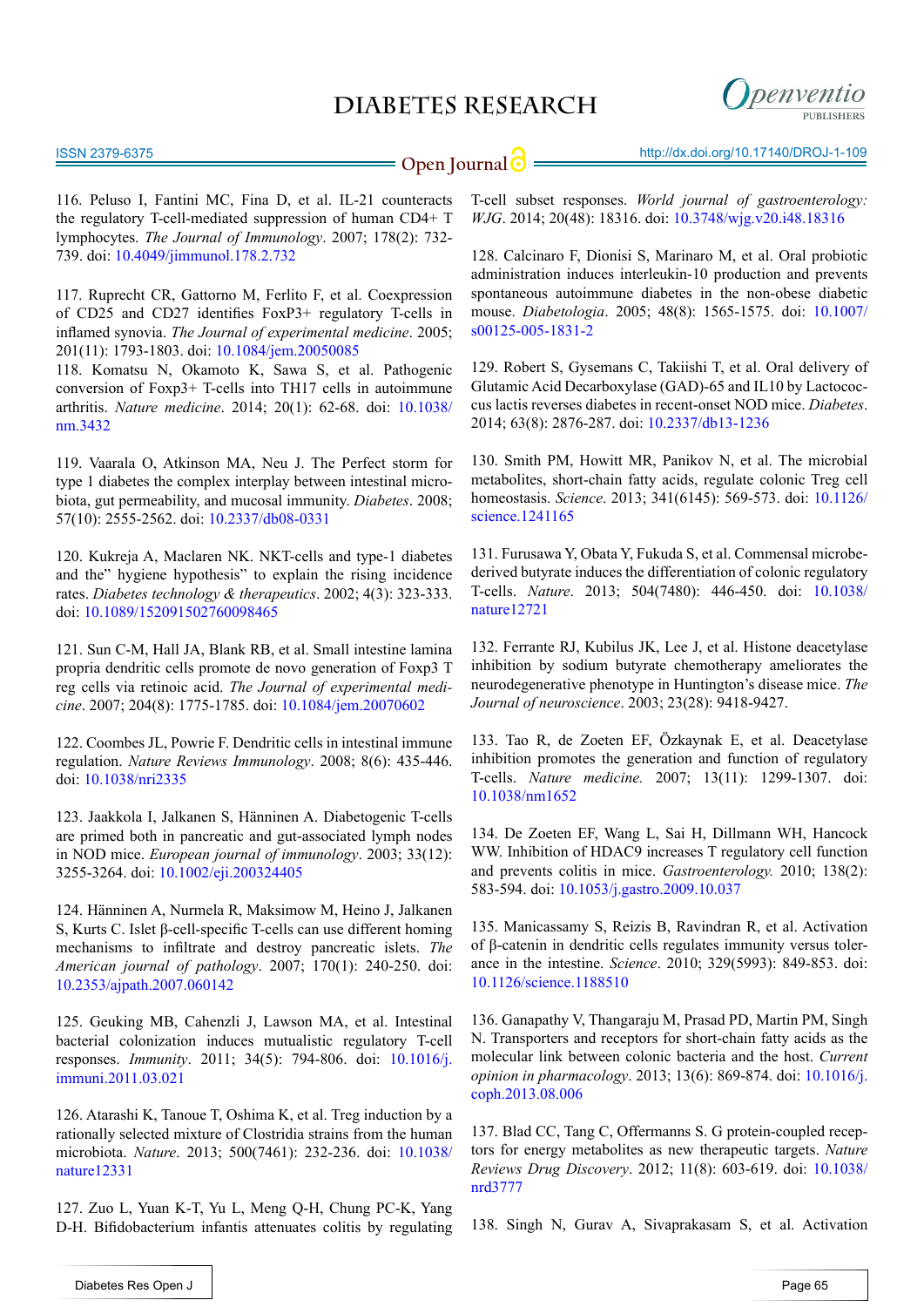116. Peluso I, Fantini MC, Fina D, et al. IL-21 counteracts the regulatory T-cell-mediated suppression of human CD4+ T lymphocytes. *The Journal of Immunology*. 2007; 178(2): 732-739. doi: 10.4049/jimmunol.178.2.732

117. Ruprecht CR, Gattorno M, Ferlito F, et al. Coexpression of CD25 and CD27 identifies FoxP3+ regulatory T-cells in inflamed synovia. *The Journal of experimental medicine*. 2005; 201(11): 1793-1803. doi: 10.1084/jem.20050085

118. Komatsu N, Okamoto K, Sawa S, et al. Pathogenic conversion of Foxp3+ T-cells into TH17 cells in autoimmune arthritis. *Nature medicine*. 2014; 20(1): 62-68. doi: 10.1038/nm.3432

119. Vaarala O, Atkinson MA, Neu J. The Perfect storm for type 1 diabetes the complex interplay between intestinal microbiota, gut permeability, and mucosal immunity. *Diabetes*. 2008; 57(10): 2555-2562. doi: 10.2337/db08-0331

120. Kukreja A, Maclaren NK. NKT-cells and type-1 diabetes and the" hygiene hypothesis" to explain the rising incidence rates. *Diabetes technology & therapeutics*. 2002; 4(3): 323-333. doi: 10.1089/152091502760098465

121. Sun C-M, Hall JA, Blank RB, et al. Small intestine lamina propria dendritic cells promote de novo generation of Foxp3 T reg cells via retinoic acid. *The Journal of experimental medicine*. 2007; 204(8): 1775-1785. doi: 10.1084/jem.20070602

122. Coombes JL, Powrie F. Dendritic cells in intestinal immune regulation. *Nature Reviews Immunology*. 2008; 8(6): 435-446. doi: 10.1038/nri2335

123. Jaakkola I, Jalkanen S, Hänninen A. Diabetogenic T-cells are primed both in pancreatic and gut-associated lymph nodes in NOD mice. *European journal of immunology*. 2003; 33(12): 3255-3264. doi: 10.1002/eji.200324405

124. Hänninen A, Nurmela R, Maksimow M, Heino J, Jalkanen S, Kurts C. Islet β-cell-specific T-cells can use different homing mechanisms to infiltrate and destroy pancreatic islets. *The American journal of pathology*. 2007; 170(1): 240-250. doi: 10.2353/ajpath.2007.060142

125. Geuking MB, Cahenzli J, Lawson MA, et al. Intestinal bacterial colonization induces mutualistic regulatory T-cell responses. *Immunity*. 2011; 34(5): 794-806. doi: 10.1016/j.immuni.2011.03.021

126. Atarashi K, Tanoue T, Oshima K, et al. Treg induction by a rationally selected mixture of Clostridia strains from the human microbiota. *Nature*. 2013; 500(7461): 232-236. doi: 10.1038/nature12331

127. Zuo L, Yuan K-T, Yu L, Meng Q-H, Chung PC-K, Yang D-H. Bifidobacterium infantis attenuates colitis by regulating T-cell subset responses. *World journal of gastroenterology: WJG*. 2014; 20(48): 18316. doi: 10.3748/wjg.v20.i48.18316

128. Calcinaro F, Dionisi S, Marinaro M, et al. Oral probiotic administration induces interleukin-10 production and prevents spontaneous autoimmune diabetes in the non-obese diabetic mouse. *Diabetologia*. 2005; 48(8): 1565-1575. doi: 10.1007/s00125-005-1831-2

129. Robert S, Gysemans C, Takiishi T, et al. Oral delivery of Glutamic Acid Decarboxylase (GAD)-65 and IL10 by Lactococcus lactis reverses diabetes in recent-onset NOD mice. *Diabetes*. 2014; 63(8): 2876-287. doi: 10.2337/db13-1236

130. Smith PM, Howitt MR, Panikov N, et al. The microbial metabolites, short-chain fatty acids, regulate colonic Treg cell homeostasis. *Science*. 2013; 341(6145): 569-573. doi: 10.1126/science.1241165

131. Furusawa Y, Obata Y, Fukuda S, et al. Commensal microbe-derived butyrate induces the differentiation of colonic regulatory T-cells. *Nature*. 2013; 504(7480): 446-450. doi: 10.1038/nature12721

132. Ferrante RJ, Kubilus JK, Lee J, et al. Histone deacetylase inhibition by sodium butyrate chemotherapy ameliorates the neurodegenerative phenotype in Huntington's disease mice. *The Journal of neuroscience*. 2003; 23(28): 9418-9427.

133. Tao R, de Zoeten EF, Özkaynak E, et al. Deacetylase inhibition promotes the generation and function of regulatory T-cells. *Nature medicine*. 2007; 13(11): 1299-1307. doi: 10.1038/nm1652

134. De Zoeten EF, Wang L, Sai H, Dillmann WH, Hancock WW. Inhibition of HDAC9 increases T regulatory cell function and prevents colitis in mice. *Gastroenterology*. 2010; 138(2): 583-594. doi: 10.1053/j.gastro.2009.10.037

135. Manicassamy S, Reizis B, Ravindran R, et al. Activation of β-catenin in dendritic cells regulates immunity versus tolerance in the intestine. *Science*. 2010; 329(5993): 849-853. doi: 10.1126/science.1188510

136. Ganapathy V, Thangaraju M, Prasad PD, Martin PM, Singh N. Transporters and receptors for short-chain fatty acids as the molecular link between colonic bacteria and the host. *Current opinion in pharmacology*. 2013; 13(6): 869-874. doi: 10.1016/j.coph.2013.08.006

137. Blad CC, Tang C, Offermanns S. G protein-coupled receptors for energy metabolites as new therapeutic targets. *Nature Reviews Drug Discovery*. 2012; 11(8): 603-619. doi: 10.1038/nrd3777

138. Singh N, Gurav A, Sivaprakasam S, et al. Activation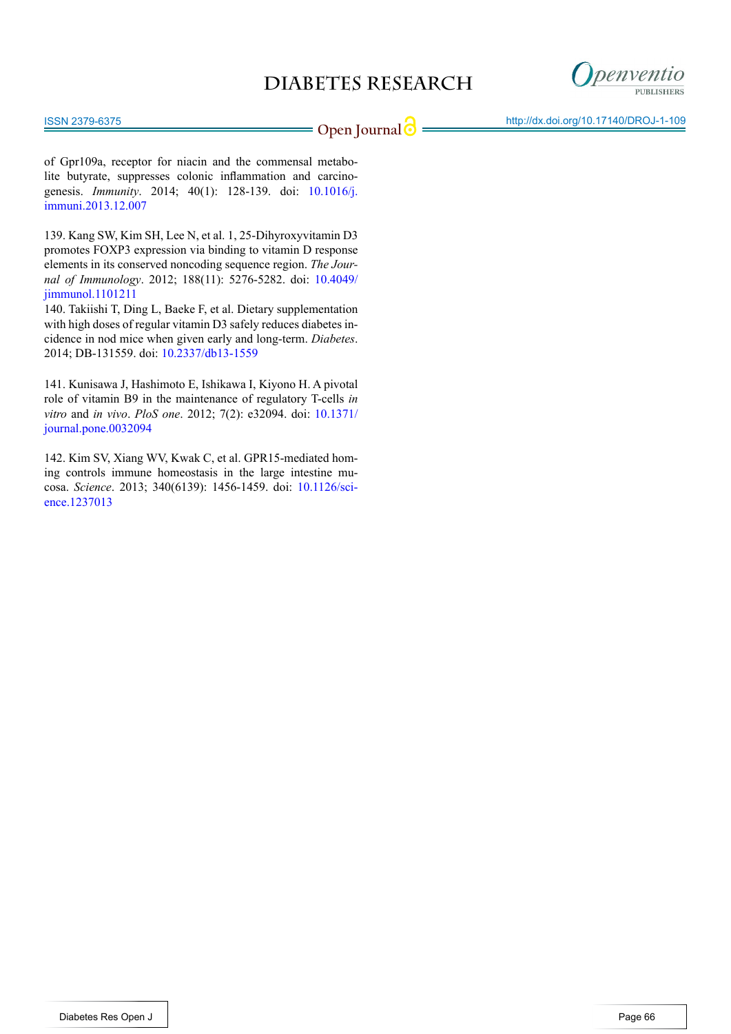of Gpr109a, receptor for niacin and the commensal metabolite butyrate, suppresses colonic inflammation and carcinogenesis. *Immunity*. 2014; 40(1): 128-139. doi: 10.1016/j.immuni.2013.12.007

139. Kang SW, Kim SH, Lee N, et al. 1, 25-Dihyroxyvitamin D3 promotes FOXP3 expression via binding to vitamin D response elements in its conserved noncoding sequence region. *The Journal of Immunology*. 2012; 188(11): 5276-5282. doi: 10.4049/jimmunol.1101211

140. Takiishi T, Ding L, Baeke F, et al. Dietary supplementation with high doses of regular vitamin D3 safely reduces diabetes incidence in nod mice when given early and long-term. *Diabetes*. 2014; DB-131559. doi: 10.2337/db13-1559

141. Kunisawa J, Hashimoto E, Ishikawa I, Kiyono H. A pivotal role of vitamin B9 in the maintenance of regulatory T-cells *in vitro* and *in vivo*. *PloS one*. 2012; 7(2): e32094. doi: 10.1371/journal.pone.0032094

142. Kim SV, Xiang WV, Kwak C, et al. GPR15-mediated homing controls immune homeostasis in the large intestine mucosa. *Science*. 2013; 340(6139): 1456-1459. doi: 10.1126/science.1237013